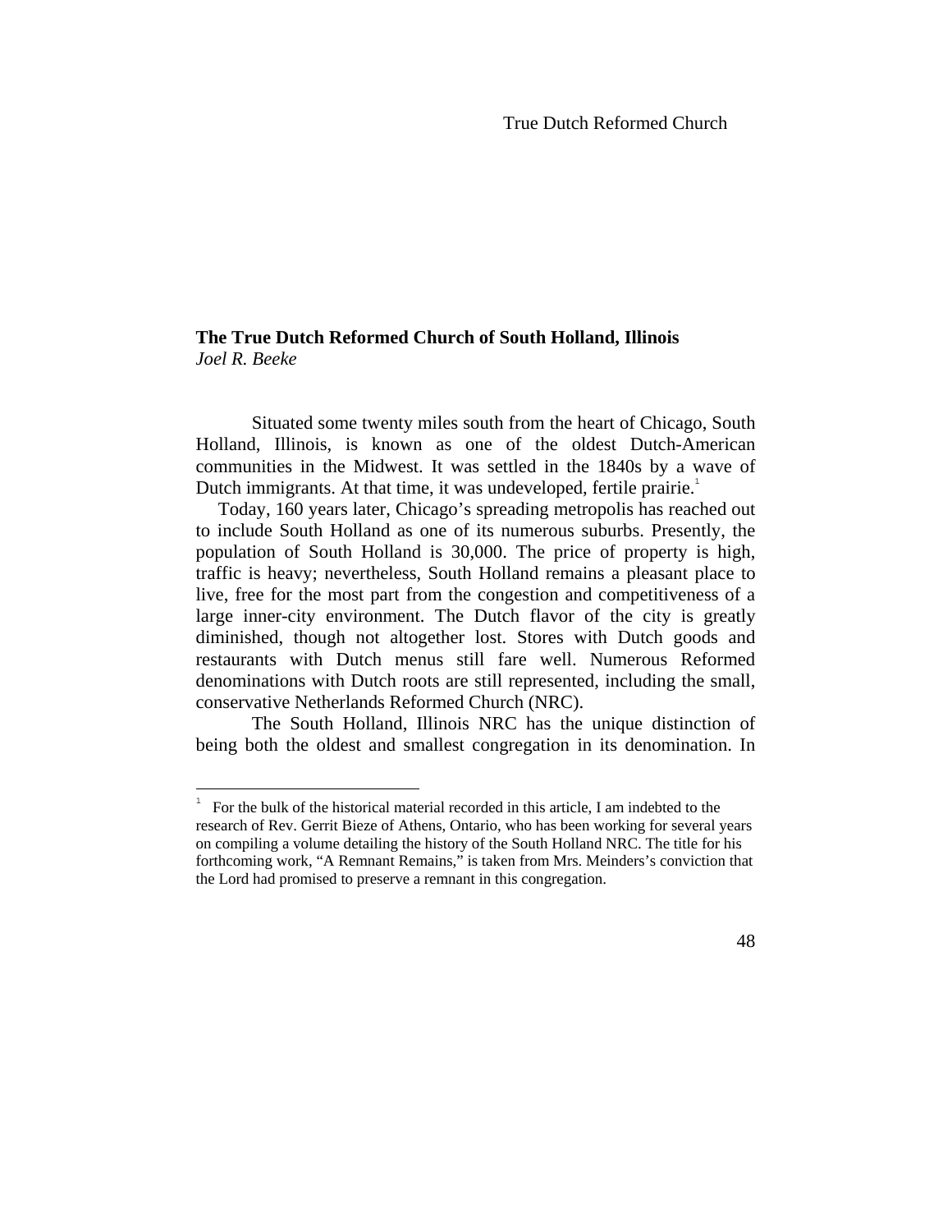## The True Dutch Reformed Church of South Holland, Illinois

*Joel R. Beeke*

Situated some twenty miles south from the heart of Chicago, South Holland, Illinois, is known as one of the oldest Dutch-American communities in the Midwest. It was settled in the 1840s by a wave of Dutch immigrants. At that time, it was undeveloped, fertile prairie.[1]

Today, 160 years later, Chicago's spreading metropolis has reached out to include South Holland as one of its numerous suburbs. Presently, the population of South Holland is 30,000. The price of property is high, traffic is heavy; nevertheless, South Holland remains a pleasant place to live, free for the most part from the congestion and competitiveness of a large inner-city environment. The Dutch flavor of the city is greatly diminished, though not altogether lost. Stores with Dutch goods and restaurants with Dutch menus still fare well. Numerous Reformed denominations with Dutch roots are still represented, including the small, conservative Netherlands Reformed Church (NRC).

The South Holland, Illinois NRC has the unique distinction of being both the oldest and smallest congregation in its denomination. In

---

[1] For the bulk of the historical material recorded in this article, I am indebted to the research of Rev. Gerrit Bieze of Athens, Ontario, who has been working for several years on compiling a volume detailing the history of the South Holland NRC. The title for his forthcoming work, "A Remnant Remains," is taken from Mrs. Meinders's conviction that the Lord had promised to preserve a remnant in this congregation.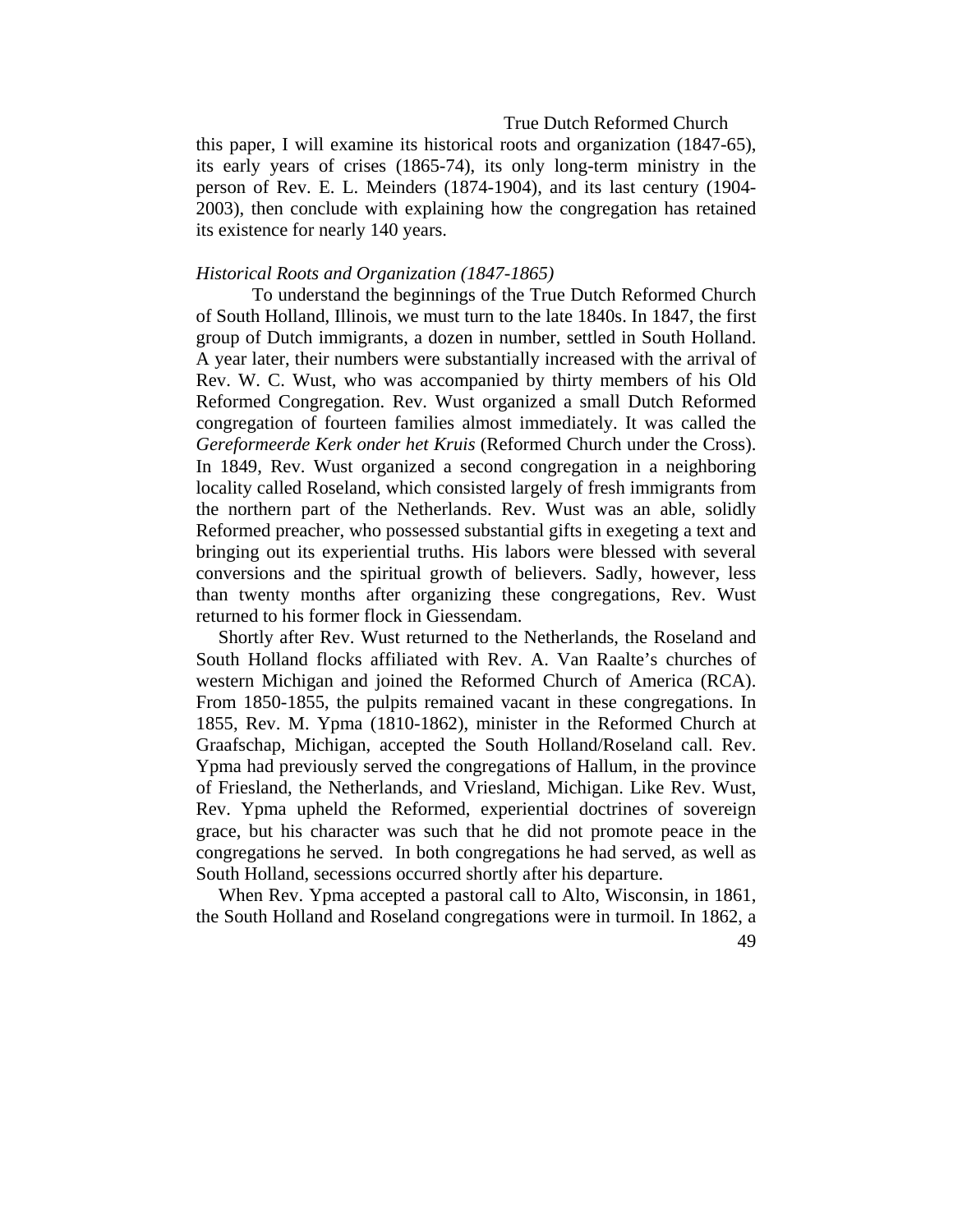this paper, I will examine its historical roots and organization (1847-65), its early years of crises (1865-74), its only long-term ministry in the person of Rev. E. L. Meinders (1874-1904), and its last century (1904-2003), then conclude with explaining how the congregation has retained its existence for nearly 140 years.

*Historical Roots and Organization (1847-1865)*

To understand the beginnings of the True Dutch Reformed Church of South Holland, Illinois, we must turn to the late 1840s. In 1847, the first group of Dutch immigrants, a dozen in number, settled in South Holland. A year later, their numbers were substantially increased with the arrival of Rev. W. C. Wust, who was accompanied by thirty members of his Old Reformed Congregation. Rev. Wust organized a small Dutch Reformed congregation of fourteen families almost immediately. It was called the *Gereformeerde Kerk onder het Kruis* (Reformed Church under the Cross). In 1849, Rev. Wust organized a second congregation in a neighboring locality called Roseland, which consisted largely of fresh immigrants from the northern part of the Netherlands. Rev. Wust was an able, solidly Reformed preacher, who possessed substantial gifts in exegeting a text and bringing out its experiential truths. His labors were blessed with several conversions and the spiritual growth of believers. Sadly, however, less than twenty months after organizing these congregations, Rev. Wust returned to his former flock in Giessendam.

Shortly after Rev. Wust returned to the Netherlands, the Roseland and South Holland flocks affiliated with Rev. A. Van Raalte's churches of western Michigan and joined the Reformed Church of America (RCA). From 1850-1855, the pulpits remained vacant in these congregations. In 1855, Rev. M. Ypma (1810-1862), minister in the Reformed Church at Graafschap, Michigan, accepted the South Holland/Roseland call. Rev. Ypma had previously served the congregations of Hallum, in the province of Friesland, the Netherlands, and Vriesland, Michigan. Like Rev. Wust, Rev. Ypma upheld the Reformed, experiential doctrines of sovereign grace, but his character was such that he did not promote peace in the congregations he served. In both congregations he had served, as well as South Holland, secessions occurred shortly after his departure.

When Rev. Ypma accepted a pastoral call to Alto, Wisconsin, in 1861, the South Holland and Roseland congregations were in turmoil. In 1862, a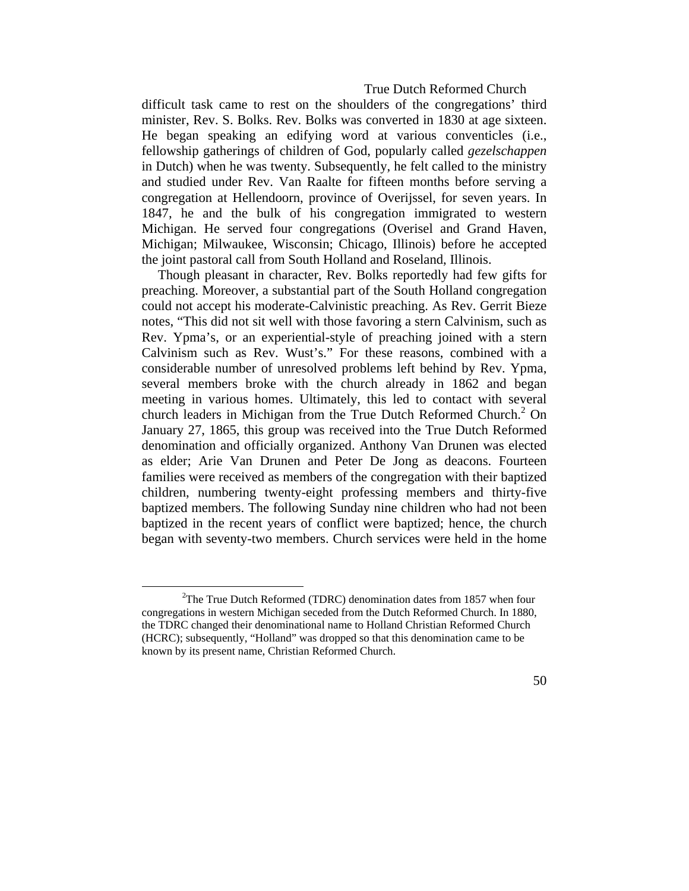difficult task came to rest on the shoulders of the congregations' third minister, Rev. S. Bolks. Rev. Bolks was converted in 1830 at age sixteen. He began speaking an edifying word at various conventicles (i.e., fellowship gatherings of children of God, popularly called *gezelschappen* in Dutch) when he was twenty. Subsequently, he felt called to the ministry and studied under Rev. Van Raalte for fifteen months before serving a congregation at Hellendoorn, province of Overijssel, for seven years. In 1847, he and the bulk of his congregation immigrated to western Michigan. He served four congregations (Overisel and Grand Haven, Michigan; Milwaukee, Wisconsin; Chicago, Illinois) before he accepted the joint pastoral call from South Holland and Roseland, Illinois.

Though pleasant in character, Rev. Bolks reportedly had few gifts for preaching. Moreover, a substantial part of the South Holland congregation could not accept his moderate-Calvinistic preaching. As Rev. Gerrit Bieze notes, "This did not sit well with those favoring a stern Calvinism, such as Rev. Ypma's, or an experiential-style of preaching joined with a stern Calvinism such as Rev. Wust's." For these reasons, combined with a considerable number of unresolved problems left behind by Rev. Ypma, several members broke with the church already in 1862 and began meeting in various homes. Ultimately, this led to contact with several church leaders in Michigan from the True Dutch Reformed Church.[2] On January 27, 1865, this group was received into the True Dutch Reformed denomination and officially organized. Anthony Van Drunen was elected as elder; Arie Van Drunen and Peter De Jong as deacons. Fourteen families were received as members of the congregation with their baptized children, numbering twenty-eight professing members and thirty-five baptized members. The following Sunday nine children who had not been baptized in the recent years of conflict were baptized; hence, the church began with seventy-two members. Church services were held in the home

[2]The True Dutch Reformed (TDRC) denomination dates from 1857 when four congregations in western Michigan seceded from the Dutch Reformed Church. In 1880, the TDRC changed their denominational name to Holland Christian Reformed Church (HCRC); subsequently, "Holland" was dropped so that this denomination came to be known by its present name, Christian Reformed Church.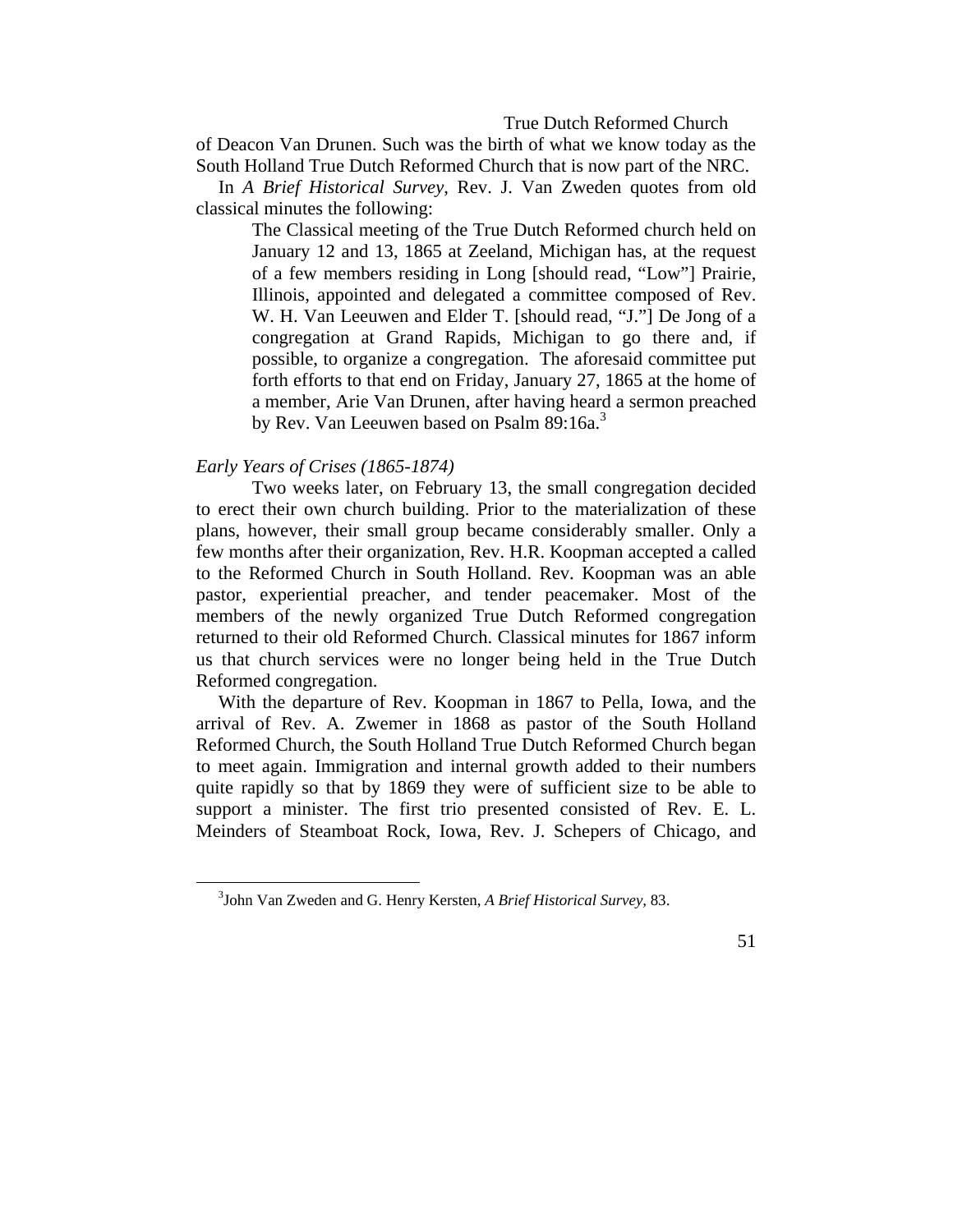of Deacon Van Drunen. Such was the birth of what we know today as the South Holland True Dutch Reformed Church that is now part of the NRC.

In *A Brief Historical Survey*, Rev. J. Van Zweden quotes from old classical minutes the following:

> The Classical meeting of the True Dutch Reformed church held on January 12 and 13, 1865 at Zeeland, Michigan has, at the request of a few members residing in Long [should read, "Low"] Prairie, Illinois, appointed and delegated a committee composed of Rev. W. H. Van Leeuwen and Elder T. [should read, "J."] De Jong of a congregation at Grand Rapids, Michigan to go there and, if possible, to organize a congregation. The aforesaid committee put forth efforts to that end on Friday, January 27, 1865 at the home of a member, Arie Van Drunen, after having heard a sermon preached by Rev. Van Leeuwen based on Psalm 89:16a.[3]

*Early Years of Crises (1865-1874)*

Two weeks later, on February 13, the small congregation decided to erect their own church building. Prior to the materialization of these plans, however, their small group became considerably smaller. Only a few months after their organization, Rev. H.R. Koopman accepted a called to the Reformed Church in South Holland. Rev. Koopman was an able pastor, experiential preacher, and tender peacemaker. Most of the members of the newly organized True Dutch Reformed congregation returned to their old Reformed Church. Classical minutes for 1867 inform us that church services were no longer being held in the True Dutch Reformed congregation.

With the departure of Rev. Koopman in 1867 to Pella, Iowa, and the arrival of Rev. A. Zwemer in 1868 as pastor of the South Holland Reformed Church, the South Holland True Dutch Reformed Church began to meet again. Immigration and internal growth added to their numbers quite rapidly so that by 1869 they were of sufficient size to be able to support a minister. The first trio presented consisted of Rev. E. L. Meinders of Steamboat Rock, Iowa, Rev. J. Schepers of Chicago, and

---

[3] John Van Zweden and G. Henry Kersten, *A Brief Historical Survey*, 83.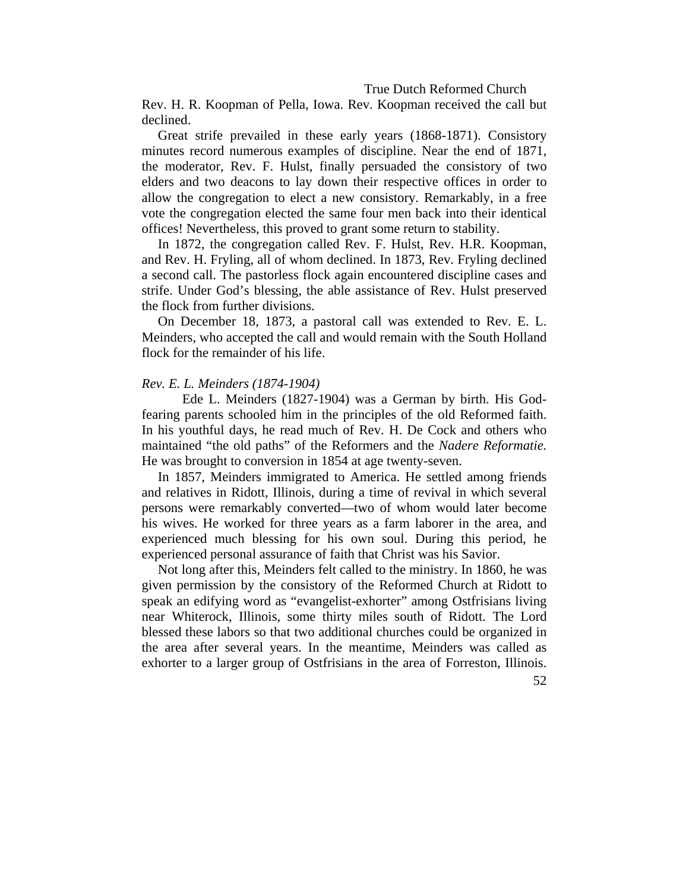Rev. H. R. Koopman of Pella, Iowa. Rev. Koopman received the call but declined.

Great strife prevailed in these early years (1868-1871). Consistory minutes record numerous examples of discipline. Near the end of 1871, the moderator, Rev. F. Hulst, finally persuaded the consistory of two elders and two deacons to lay down their respective offices in order to allow the congregation to elect a new consistory. Remarkably, in a free vote the congregation elected the same four men back into their identical offices! Nevertheless, this proved to grant some return to stability.

In 1872, the congregation called Rev. F. Hulst, Rev. H.R. Koopman, and Rev. H. Fryling, all of whom declined. In 1873, Rev. Fryling declined a second call. The pastorless flock again encountered discipline cases and strife. Under God's blessing, the able assistance of Rev. Hulst preserved the flock from further divisions.

On December 18, 1873, a pastoral call was extended to Rev. E. L. Meinders, who accepted the call and would remain with the South Holland flock for the remainder of his life.

*Rev. E. L. Meinders (1874-1904)*

Ede L. Meinders (1827-1904) was a German by birth. His God-fearing parents schooled him in the principles of the old Reformed faith. In his youthful days, he read much of Rev. H. De Cock and others who maintained "the old paths" of the Reformers and the *Nadere Reformatie.* He was brought to conversion in 1854 at age twenty-seven.

In 1857, Meinders immigrated to America. He settled among friends and relatives in Ridott, Illinois, during a time of revival in which several persons were remarkably converted—two of whom would later become his wives. He worked for three years as a farm laborer in the area, and experienced much blessing for his own soul. During this period, he experienced personal assurance of faith that Christ was his Savior.

Not long after this, Meinders felt called to the ministry. In 1860, he was given permission by the consistory of the Reformed Church at Ridott to speak an edifying word as "evangelist-exhorter" among Ostfrisians living near Whiterock, Illinois, some thirty miles south of Ridott. The Lord blessed these labors so that two additional churches could be organized in the area after several years. In the meantime, Meinders was called as exhorter to a larger group of Ostfrisians in the area of Forreston, Illinois.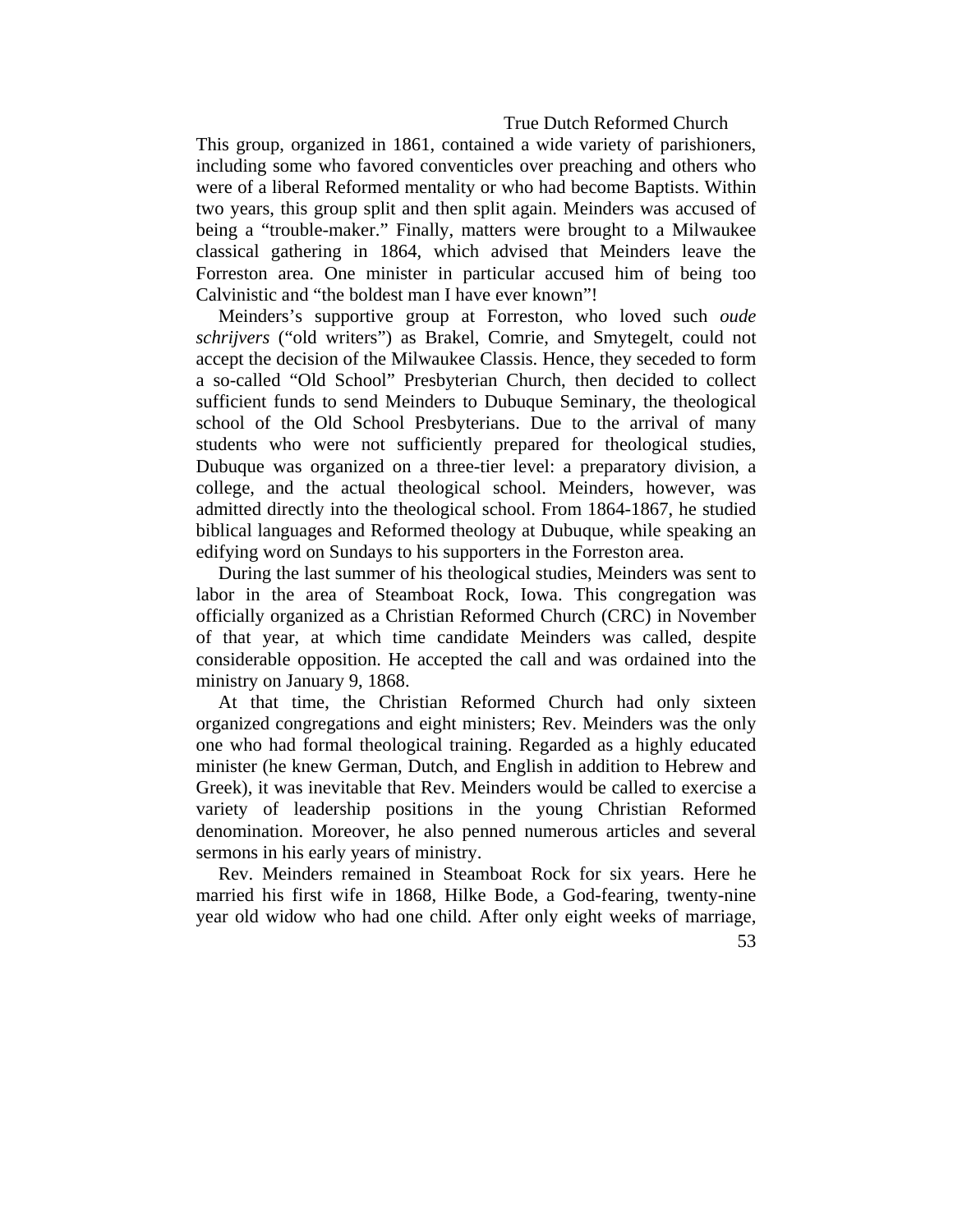This group, organized in 1861, contained a wide variety of parishioners, including some who favored conventicles over preaching and others who were of a liberal Reformed mentality or who had become Baptists. Within two years, this group split and then split again. Meinders was accused of being a "trouble-maker." Finally, matters were brought to a Milwaukee classical gathering in 1864, which advised that Meinders leave the Forreston area. One minister in particular accused him of being too Calvinistic and "the boldest man I have ever known"!

Meinders's supportive group at Forreston, who loved such *oude schrijvers* ("old writers") as Brakel, Comrie, and Smytegelt, could not accept the decision of the Milwaukee Classis. Hence, they seceded to form a so-called "Old School" Presbyterian Church, then decided to collect sufficient funds to send Meinders to Dubuque Seminary, the theological school of the Old School Presbyterians. Due to the arrival of many students who were not sufficiently prepared for theological studies, Dubuque was organized on a three-tier level: a preparatory division, a college, and the actual theological school. Meinders, however, was admitted directly into the theological school. From 1864-1867, he studied biblical languages and Reformed theology at Dubuque, while speaking an edifying word on Sundays to his supporters in the Forreston area.

During the last summer of his theological studies, Meinders was sent to labor in the area of Steamboat Rock, Iowa. This congregation was officially organized as a Christian Reformed Church (CRC) in November of that year, at which time candidate Meinders was called, despite considerable opposition. He accepted the call and was ordained into the ministry on January 9, 1868.

At that time, the Christian Reformed Church had only sixteen organized congregations and eight ministers; Rev. Meinders was the only one who had formal theological training. Regarded as a highly educated minister (he knew German, Dutch, and English in addition to Hebrew and Greek), it was inevitable that Rev. Meinders would be called to exercise a variety of leadership positions in the young Christian Reformed denomination. Moreover, he also penned numerous articles and several sermons in his early years of ministry.

Rev. Meinders remained in Steamboat Rock for six years. Here he married his first wife in 1868, Hilke Bode, a God-fearing, twenty-nine year old widow who had one child. After only eight weeks of marriage,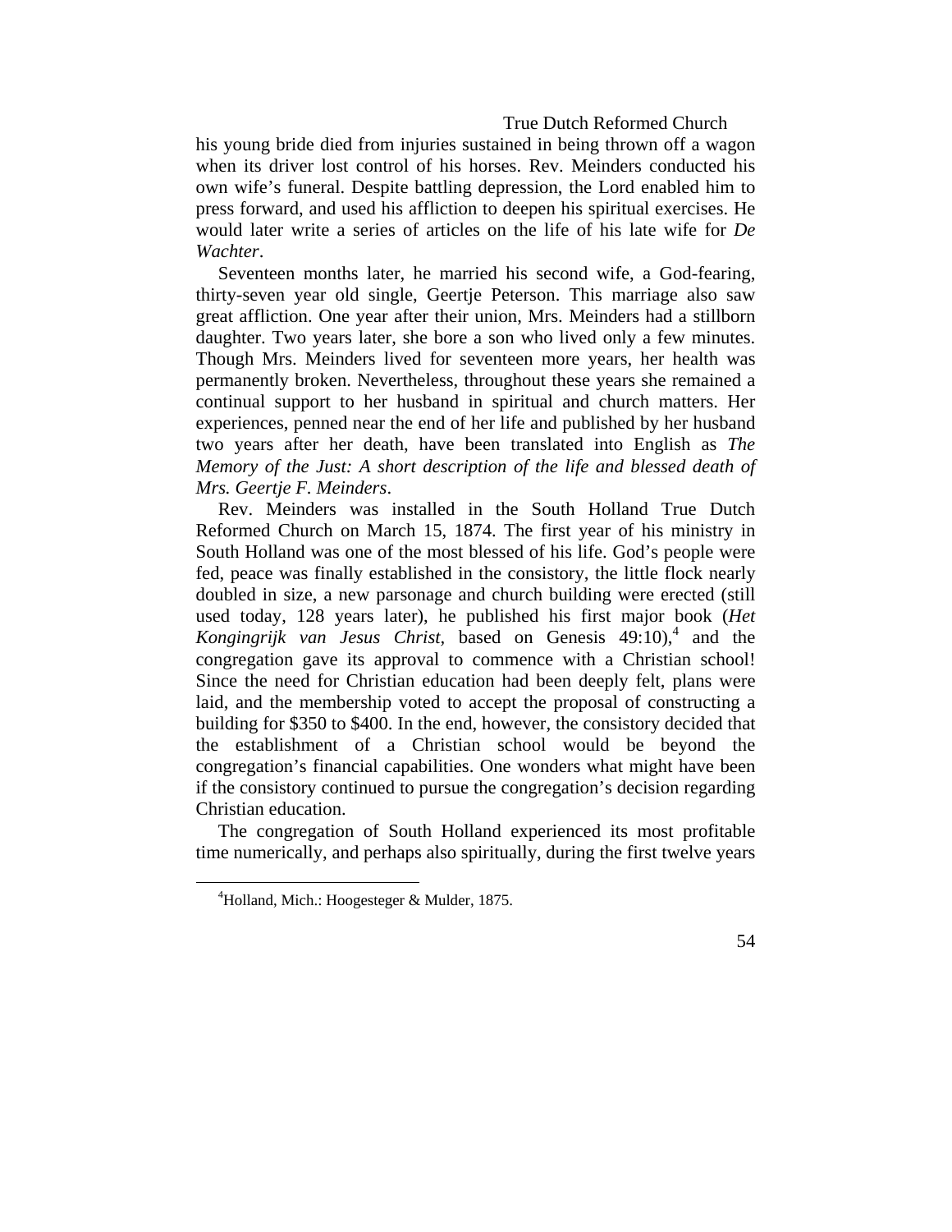his young bride died from injuries sustained in being thrown off a wagon when its driver lost control of his horses. Rev. Meinders conducted his own wife's funeral. Despite battling depression, the Lord enabled him to press forward, and used his affliction to deepen his spiritual exercises. He would later write a series of articles on the life of his late wife for *De Wachter*.

Seventeen months later, he married his second wife, a God-fearing, thirty-seven year old single, Geertje Peterson. This marriage also saw great affliction. One year after their union, Mrs. Meinders had a stillborn daughter. Two years later, she bore a son who lived only a few minutes. Though Mrs. Meinders lived for seventeen more years, her health was permanently broken. Nevertheless, throughout these years she remained a continual support to her husband in spiritual and church matters. Her experiences, penned near the end of her life and published by her husband two years after her death, have been translated into English as *The Memory of the Just: A short description of the life and blessed death of Mrs. Geertje F. Meinders*.

Rev. Meinders was installed in the South Holland True Dutch Reformed Church on March 15, 1874. The first year of his ministry in South Holland was one of the most blessed of his life. God's people were fed, peace was finally established in the consistory, the little flock nearly doubled in size, a new parsonage and church building were erected (still used today, 128 years later), he published his first major book (*Het Kongingrijk van Jesus Christ*, based on Genesis 49:10),[4] and the congregation gave its approval to commence with a Christian school! Since the need for Christian education had been deeply felt, plans were laid, and the membership voted to accept the proposal of constructing a building for $350 to $400. In the end, however, the consistory decided that the establishment of a Christian school would be beyond the congregation's financial capabilities. One wonders what might have been if the consistory continued to pursue the congregation's decision regarding Christian education.

The congregation of South Holland experienced its most profitable time numerically, and perhaps also spiritually, during the first twelve years

[4] Holland, Mich.: Hoogesteger & Mulder, 1875.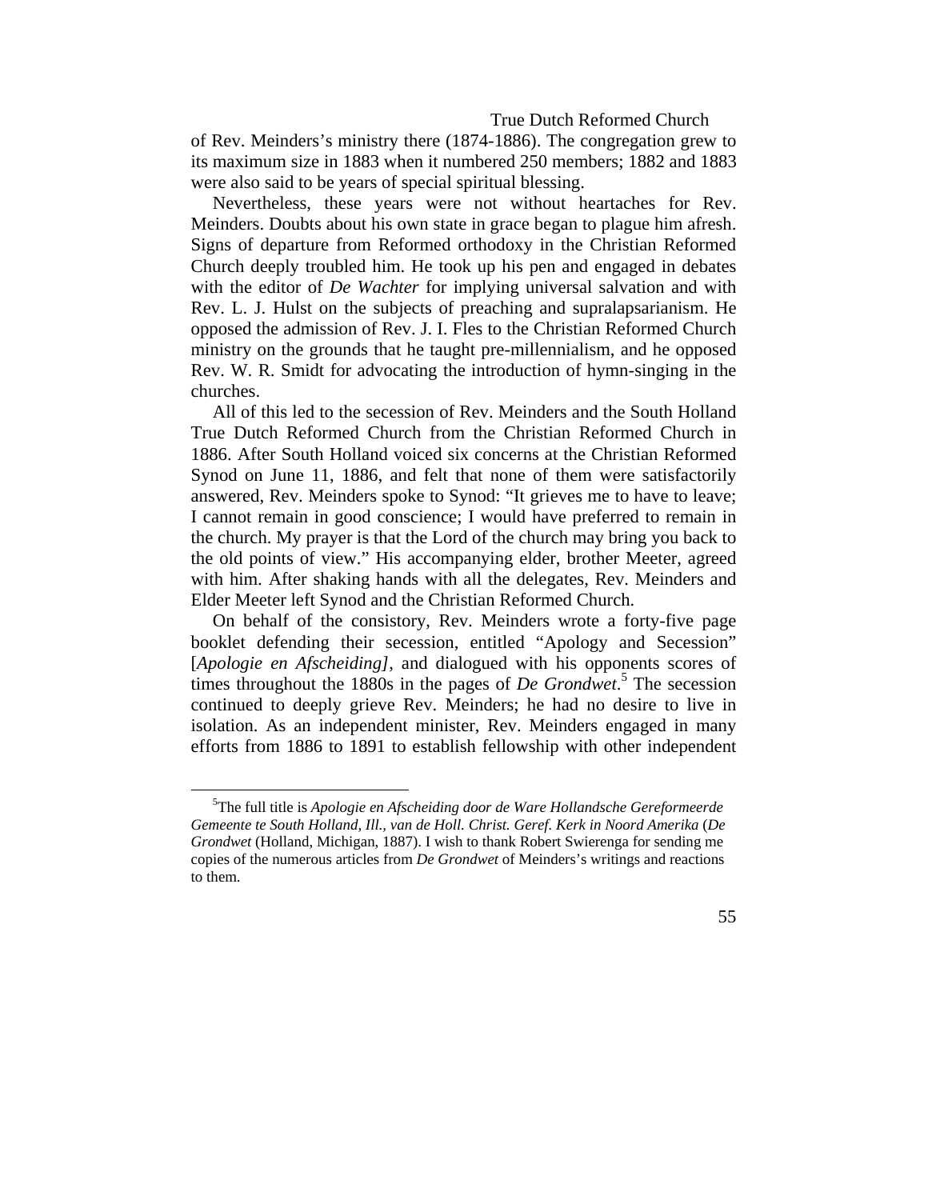of Rev. Meinders's ministry there (1874-1886). The congregation grew to its maximum size in 1883 when it numbered 250 members; 1882 and 1883 were also said to be years of special spiritual blessing.

Nevertheless, these years were not without heartaches for Rev. Meinders. Doubts about his own state in grace began to plague him afresh. Signs of departure from Reformed orthodoxy in the Christian Reformed Church deeply troubled him. He took up his pen and engaged in debates with the editor of *De Wachter* for implying universal salvation and with Rev. L. J. Hulst on the subjects of preaching and supralapsarianism. He opposed the admission of Rev. J. I. Fles to the Christian Reformed Church ministry on the grounds that he taught pre-millennialism, and he opposed Rev. W. R. Smidt for advocating the introduction of hymn-singing in the churches.

All of this led to the secession of Rev. Meinders and the South Holland True Dutch Reformed Church from the Christian Reformed Church in 1886. After South Holland voiced six concerns at the Christian Reformed Synod on June 11, 1886, and felt that none of them were satisfactorily answered, Rev. Meinders spoke to Synod: "It grieves me to have to leave; I cannot remain in good conscience; I would have preferred to remain in the church. My prayer is that the Lord of the church may bring you back to the old points of view." His accompanying elder, brother Meeter, agreed with him. After shaking hands with all the delegates, Rev. Meinders and Elder Meeter left Synod and the Christian Reformed Church.

On behalf of the consistory, Rev. Meinders wrote a forty-five page booklet defending their secession, entitled "Apology and Secession" [*Apologie en Afscheiding]*, and dialogued with his opponents scores of times throughout the 1880s in the pages of *De Grondwet*.[5] The secession continued to deeply grieve Rev. Meinders; he had no desire to live in isolation. As an independent minister, Rev. Meinders engaged in many efforts from 1886 to 1891 to establish fellowship with other independent

---

[5]The full title is *Apologie en Afscheiding door de Ware Hollandsche Gereformeerde Gemeente te South Holland, Ill., van de Holl. Christ. Geref. Kerk in Noord Amerika* (*De Grondwet* (Holland, Michigan, 1887). I wish to thank Robert Swierenga for sending me copies of the numerous articles from *De Grondwet* of Meinders's writings and reactions to them.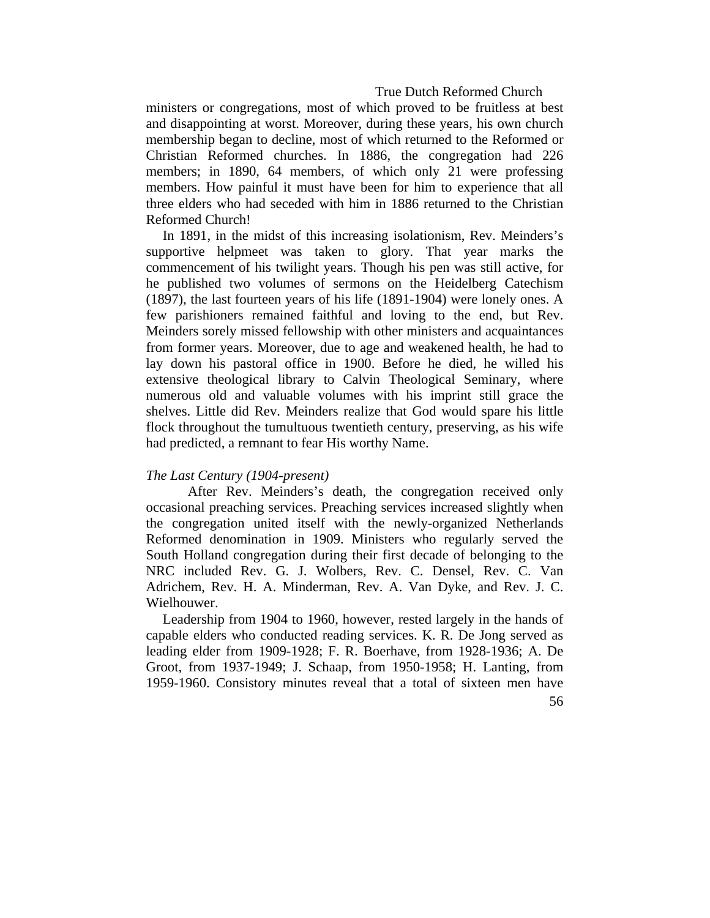ministers or congregations, most of which proved to be fruitless at best and disappointing at worst. Moreover, during these years, his own church membership began to decline, most of which returned to the Reformed or Christian Reformed churches. In 1886, the congregation had 226 members; in 1890, 64 members, of which only 21 were professing members. How painful it must have been for him to experience that all three elders who had seceded with him in 1886 returned to the Christian Reformed Church!

In 1891, in the midst of this increasing isolationism, Rev. Meinders's supportive helpmeet was taken to glory. That year marks the commencement of his twilight years. Though his pen was still active, for he published two volumes of sermons on the Heidelberg Catechism (1897), the last fourteen years of his life (1891-1904) were lonely ones. A few parishioners remained faithful and loving to the end, but Rev. Meinders sorely missed fellowship with other ministers and acquaintances from former years. Moreover, due to age and weakened health, he had to lay down his pastoral office in 1900. Before he died, he willed his extensive theological library to Calvin Theological Seminary, where numerous old and valuable volumes with his imprint still grace the shelves. Little did Rev. Meinders realize that God would spare his little flock throughout the tumultuous twentieth century, preserving, as his wife had predicted, a remnant to fear His worthy Name.

*The Last Century (1904-present)*

After Rev. Meinders's death, the congregation received only occasional preaching services. Preaching services increased slightly when the congregation united itself with the newly-organized Netherlands Reformed denomination in 1909. Ministers who regularly served the South Holland congregation during their first decade of belonging to the NRC included Rev. G. J. Wolbers, Rev. C. Densel, Rev. C. Van Adrichem, Rev. H. A. Minderman, Rev. A. Van Dyke, and Rev. J. C. Wielhouwer.

Leadership from 1904 to 1960, however, rested largely in the hands of capable elders who conducted reading services. K. R. De Jong served as leading elder from 1909-1928; F. R. Boerhave, from 1928-1936; A. De Groot, from 1937-1949; J. Schaap, from 1950-1958; H. Lanting, from 1959-1960. Consistory minutes reveal that a total of sixteen men have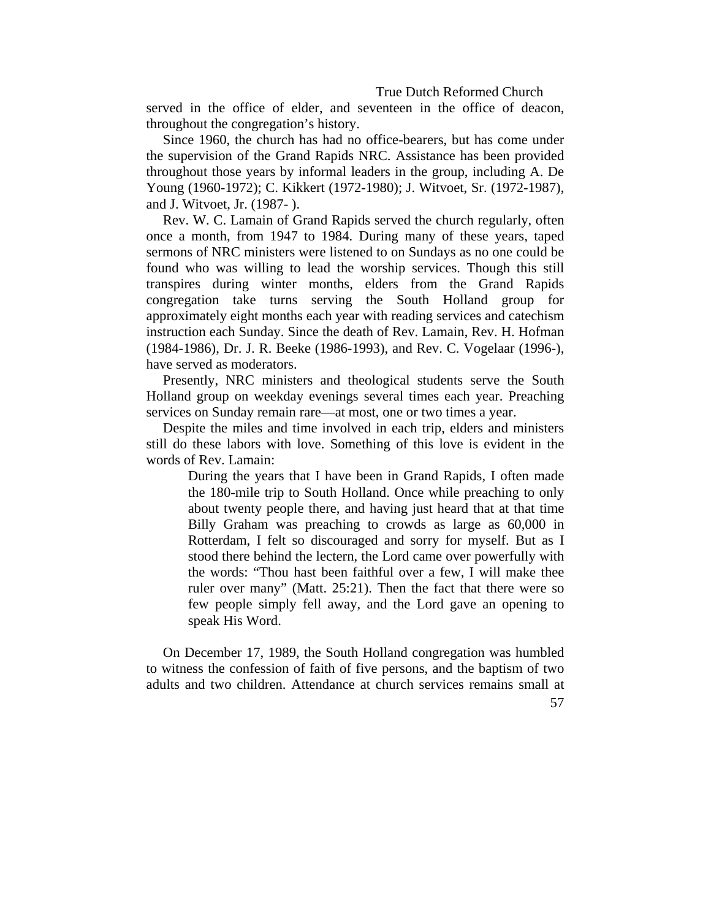served in the office of elder, and seventeen in the office of deacon, throughout the congregation's history.

Since 1960, the church has had no office-bearers, but has come under the supervision of the Grand Rapids NRC. Assistance has been provided throughout those years by informal leaders in the group, including A. De Young (1960-1972); C. Kikkert (1972-1980); J. Witvoet, Sr. (1972-1987), and J. Witvoet, Jr. (1987- ).

Rev. W. C. Lamain of Grand Rapids served the church regularly, often once a month, from 1947 to 1984. During many of these years, taped sermons of NRC ministers were listened to on Sundays as no one could be found who was willing to lead the worship services. Though this still transpires during winter months, elders from the Grand Rapids congregation take turns serving the South Holland group for approximately eight months each year with reading services and catechism instruction each Sunday. Since the death of Rev. Lamain, Rev. H. Hofman (1984-1986), Dr. J. R. Beeke (1986-1993), and Rev. C. Vogelaar (1996-), have served as moderators.

Presently, NRC ministers and theological students serve the South Holland group on weekday evenings several times each year. Preaching services on Sunday remain rare—at most, one or two times a year.

Despite the miles and time involved in each trip, elders and ministers still do these labors with love. Something of this love is evident in the words of Rev. Lamain:

> During the years that I have been in Grand Rapids, I often made the 180-mile trip to South Holland. Once while preaching to only about twenty people there, and having just heard that at that time Billy Graham was preaching to crowds as large as 60,000 in Rotterdam, I felt so discouraged and sorry for myself. But as I stood there behind the lectern, the Lord came over powerfully with the words: "Thou hast been faithful over a few, I will make thee ruler over many" (Matt. 25:21). Then the fact that there were so few people simply fell away, and the Lord gave an opening to speak His Word.

On December 17, 1989, the South Holland congregation was humbled to witness the confession of faith of five persons, and the baptism of two adults and two children. Attendance at church services remains small at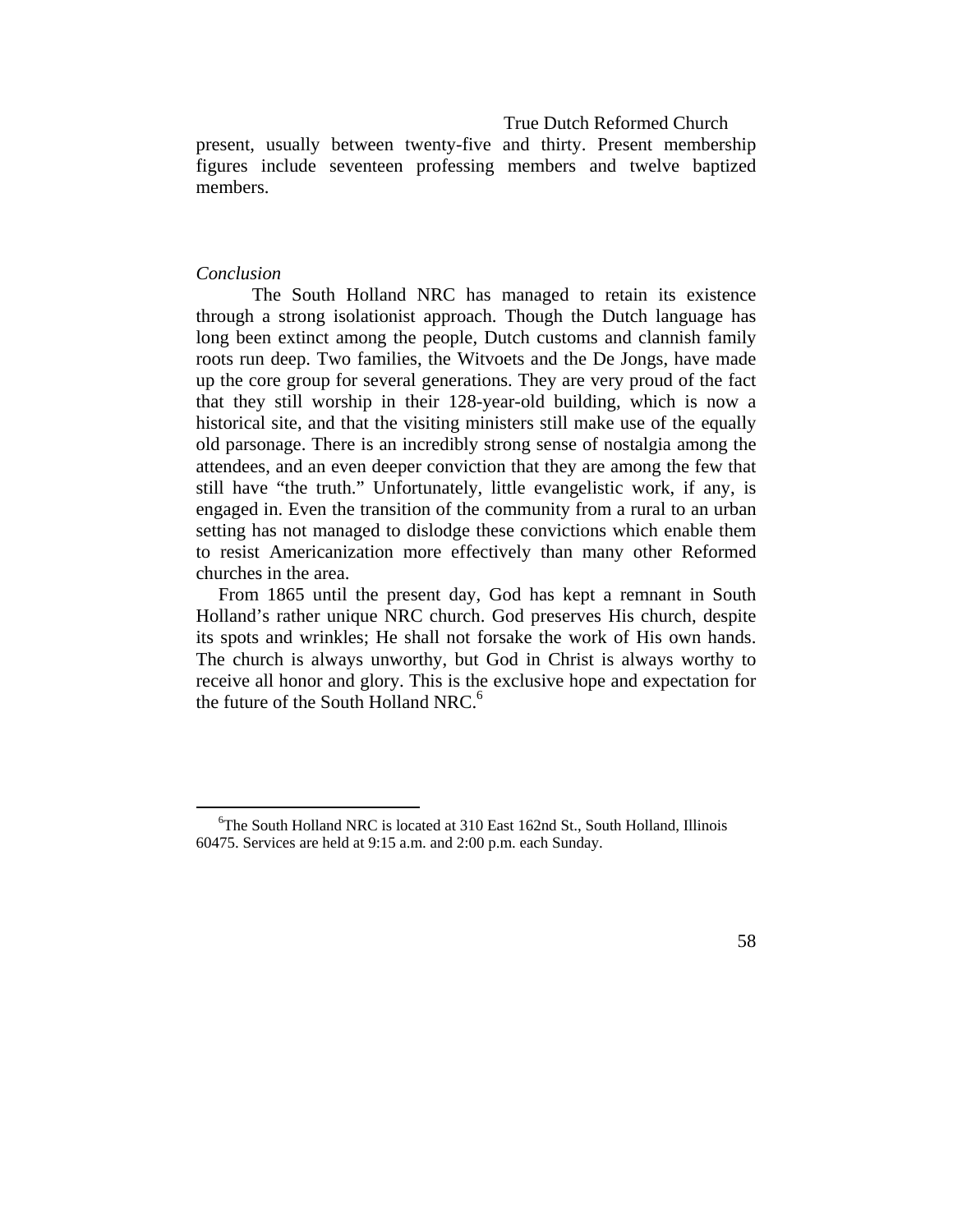present, usually between twenty-five and thirty. Present membership figures include seventeen professing members and twelve baptized members.

*Conclusion*

The South Holland NRC has managed to retain its existence through a strong isolationist approach. Though the Dutch language has long been extinct among the people, Dutch customs and clannish family roots run deep. Two families, the Witvoets and the De Jongs, have made up the core group for several generations. They are very proud of the fact that they still worship in their 128-year-old building, which is now a historical site, and that the visiting ministers still make use of the equally old parsonage. There is an incredibly strong sense of nostalgia among the attendees, and an even deeper conviction that they are among the few that still have "the truth." Unfortunately, little evangelistic work, if any, is engaged in. Even the transition of the community from a rural to an urban setting has not managed to dislodge these convictions which enable them to resist Americanization more effectively than many other Reformed churches in the area.

From 1865 until the present day, God has kept a remnant in South Holland's rather unique NRC church. God preserves His church, despite its spots and wrinkles; He shall not forsake the work of His own hands. The church is always unworthy, but God in Christ is always worthy to receive all honor and glory. This is the exclusive hope and expectation for the future of the South Holland NRC.[6]

---

[6]The South Holland NRC is located at 310 East 162nd St., South Holland, Illinois 60475. Services are held at 9:15 a.m. and 2:00 p.m. each Sunday.